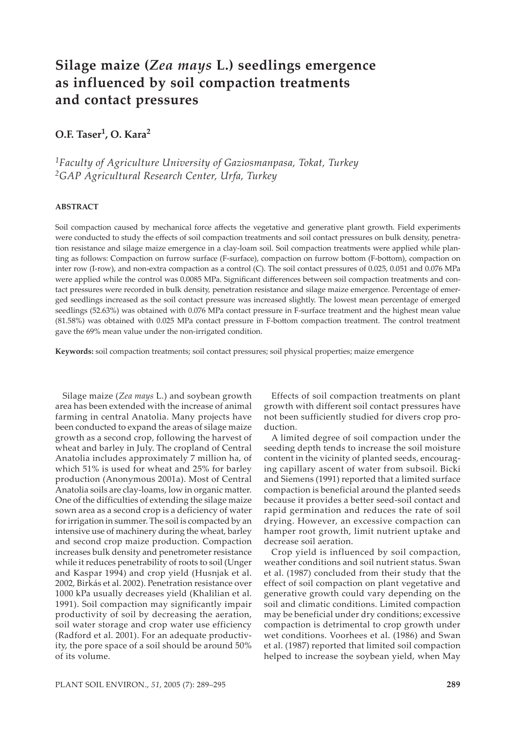# Silage maize (*Zea mays* L.) seedlings emergence as influenced by soil compaction treatments and contact pressures

**O.F. Taser[1], O. Kara[2]**

*[1]Faculty of Agriculture University of Gaziosmanpasa, Tokat, Turkey*
*[2]GAP Agricultural Research Center, Urfa, Turkey*

#### ABSTRACT

Soil compaction caused by mechanical force affects the vegetative and generative plant growth. Field experiments were conducted to study the effects of soil compaction treatments and soil contact pressures on bulk density, penetration resistance and silage maize emergence in a clay-loam soil. Soil compaction treatments were applied while planting as follows: Compaction on furrow surface (F-surface), compaction on furrow bottom (F-bottom), compaction on inter row (I-row), and non-extra compaction as a control (C). The soil contact pressures of 0.025, 0.051 and 0.076 MPa were applied while the control was 0.0085 MPa. Significant differences between soil compaction treatments and contact pressures were recorded in bulk density, penetration resistance and silage maize emergence. Percentage of emerged seedlings increased as the soil contact pressure was increased slightly. The lowest mean percentage of emerged seedlings (52.63%) was obtained with 0.076 MPa contact pressure in F-surface treatment and the highest mean value (81.58%) was obtained with 0.025 MPa contact pressure in F-bottom compaction treatment. The control treatment gave the 69% mean value under the non-irrigated condition.

**Keywords:** soil compaction treatments; soil contact pressures; soil physical properties; maize emergence

Silage maize (*Zea mays* L.) and soybean growth area has been extended with the increase of animal farming in central Anatolia. Many projects have been conducted to expand the areas of silage maize growth as a second crop, following the harvest of wheat and barley in July. The cropland of Central Anatolia includes approximately 7 million ha, of which 51% is used for wheat and 25% for barley production (Anonymous 2001a). Most of Central Anatolia soils are clay-loams, low in organic matter. One of the difficulties of extending the silage maize sown area as a second crop is a deficiency of water for irrigation in summer. The soil is compacted by an intensive use of machinery during the wheat, barley and second crop maize production. Compaction increases bulk density and penetrometer resistance while it reduces penetrability of roots to soil (Unger and Kaspar 1994) and crop yield (Husnjak et al. 2002, Birkás et al. 2002). Penetration resistance over 1000 kPa usually decreases yield (Khalilian et al. 1991). Soil compaction may significantly impair productivity of soil by decreasing the aeration, soil water storage and crop water use efficiency (Radford et al. 2001). For an adequate productivity, the pore space of a soil should be around 50% of its volume.

Effects of soil compaction treatments on plant growth with different soil contact pressures have not been sufficiently studied for divers crop production.

A limited degree of soil compaction under the seeding depth tends to increase the soil moisture content in the vicinity of planted seeds, encouraging capillary ascent of water from subsoil. Bicki and Siemens (1991) reported that a limited surface compaction is beneficial around the planted seeds because it provides a better seed-soil contact and rapid germination and reduces the rate of soil drying. However, an excessive compaction can hamper root growth, limit nutrient uptake and decrease soil aeration.

Crop yield is influenced by soil compaction, weather conditions and soil nutrient status. Swan et al. (1987) concluded from their study that the effect of soil compaction on plant vegetative and generative growth could vary depending on the soil and climatic conditions. Limited compaction may be beneficial under dry conditions; excessive compaction is detrimental to crop growth under wet conditions. Voorhees et al. (1986) and Swan et al. (1987) reported that limited soil compaction helped to increase the soybean yield, when May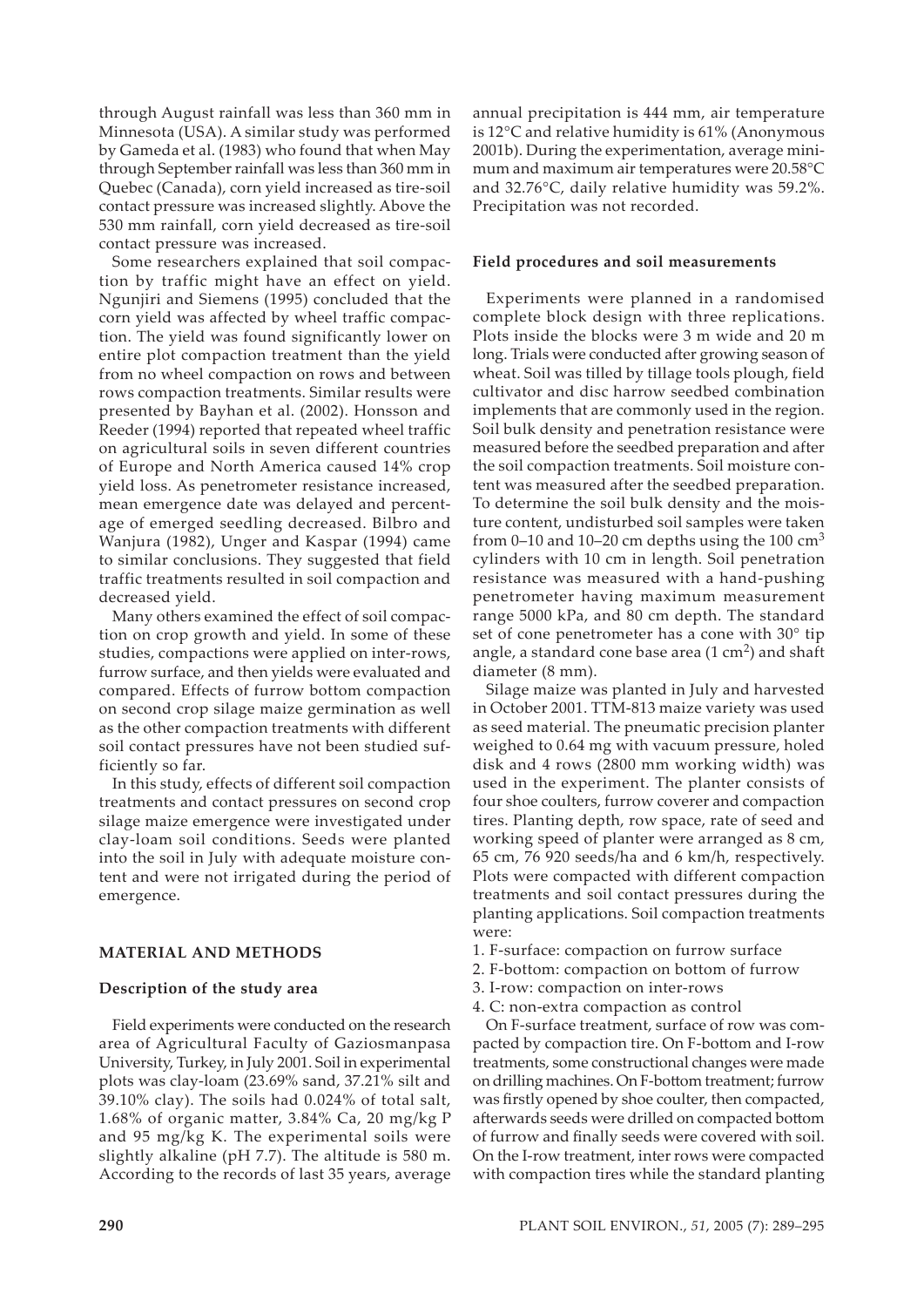through August rainfall was less than 360 mm in Minnesota (USA). A similar study was performed by Gameda et al. (1983) who found that when May through September rainfall was less than 360 mm in Quebec (Canada), corn yield increased as tire-soil contact pressure was increased slightly. Above the 530 mm rainfall, corn yield decreased as tire-soil contact pressure was increased.

Some researchers explained that soil compaction by traffic might have an effect on yield. Ngunjiri and Siemens (1995) concluded that the corn yield was affected by wheel traffic compaction. The yield was found significantly lower on entire plot compaction treatment than the yield from no wheel compaction on rows and between rows compaction treatments. Similar results were presented by Bayhan et al. (2002). Honsson and Reeder (1994) reported that repeated wheel traffic on agricultural soils in seven different countries of Europe and North America caused 14% crop yield loss. As penetrometer resistance increased, mean emergence date was delayed and percentage of emerged seedling decreased. Bilbro and Wanjura (1982), Unger and Kaspar (1994) came to similar conclusions. They suggested that field traffic treatments resulted in soil compaction and decreased yield.

Many others examined the effect of soil compaction on crop growth and yield. In some of these studies, compactions were applied on inter-rows, furrow surface, and then yields were evaluated and compared. Effects of furrow bottom compaction on second crop silage maize germination as well as the other compaction treatments with different soil contact pressures have not been studied sufficiently so far.

In this study, effects of different soil compaction treatments and contact pressures on second crop silage maize emergence were investigated under clay-loam soil conditions. Seeds were planted into the soil in July with adequate moisture content and were not irrigated during the period of emergence.

## MATERIAL AND METHODS

### Description of the study area

Field experiments were conducted on the research area of Agricultural Faculty of Gaziosmanpasa University, Turkey, in July 2001. Soil in experimental plots was clay-loam (23.69% sand, 37.21% silt and 39.10% clay). The soils had 0.024% of total salt, 1.68% of organic matter, 3.84% Ca, 20 mg/kg P and 95 mg/kg K. The experimental soils were slightly alkaline (pH 7.7). The altitude is 580 m. According to the records of last 35 years, average annual precipitation is 444 mm, air temperature is 12°C and relative humidity is 61% (Anonymous 2001b). During the experimentation, average minimum and maximum air temperatures were 20.58°C and 32.76°C, daily relative humidity was 59.2%. Precipitation was not recorded.

### Field procedures and soil measurements

Experiments were planned in a randomised complete block design with three replications. Plots inside the blocks were 3 m wide and 20 m long. Trials were conducted after growing season of wheat. Soil was tilled by tillage tools plough, field cultivator and disc harrow seedbed combination implements that are commonly used in the region. Soil bulk density and penetration resistance were measured before the seedbed preparation and after the soil compaction treatments. Soil moisture content was measured after the seedbed preparation. To determine the soil bulk density and the moisture content, undisturbed soil samples were taken from 0–10 and 10–20 cm depths using the 100 $cm^3$ cylinders with 10 cm in length. Soil penetration resistance was measured with a hand-pushing penetrometer having maximum measurement range 5000 kPa, and 80 cm depth. The standard set of cone penetrometer has a cone with 30° tip angle, a standard cone base area (1 $cm^2$) and shaft diameter (8 mm).

Silage maize was planted in July and harvested in October 2001. TTM-813 maize variety was used as seed material. The pneumatic precision planter weighed to 0.64 mg with vacuum pressure, holed disk and 4 rows (2800 mm working width) was used in the experiment. The planter consists of four shoe coulters, furrow coverer and compaction tires. Planting depth, row space, rate of seed and working speed of planter were arranged as 8 cm, 65 cm, 76 920 seeds/ha and 6 km/h, respectively. Plots were compacted with different compaction treatments and soil contact pressures during the planting applications. Soil compaction treatments were:

1. F-surface: compaction on furrow surface
2. F-bottom: compaction on bottom of furrow
3. I-row: compaction on inter-rows
4. C: non-extra compaction as control

On F-surface treatment, surface of row was compacted by compaction tire. On F-bottom and I-row treatments, some constructional changes were made on drilling machines. On F-bottom treatment; furrow was firstly opened by shoe coulter, then compacted, afterwards seeds were drilled on compacted bottom of furrow and finally seeds were covered with soil. On the I-row treatment, inter rows were compacted with compaction tires while the standard planting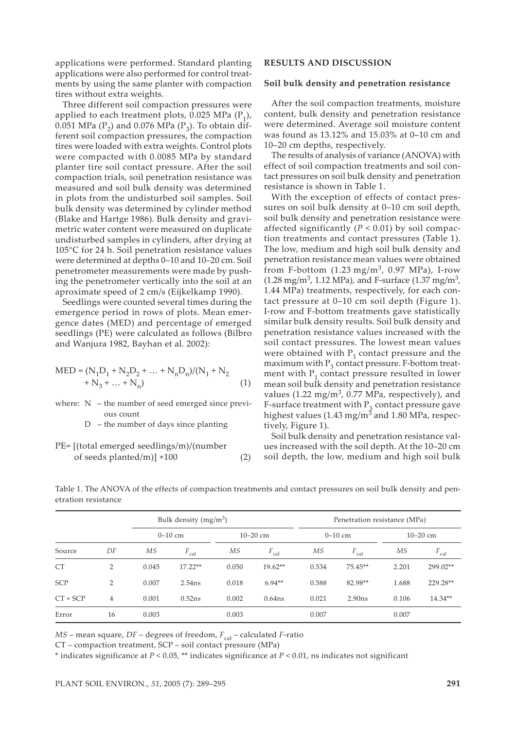applications were performed. Standard planting applications were also performed for control treatments by using the same planter with compaction tires without extra weights.

Three different soil compaction pressures were applied to each treatment plots, 0.025 MPa ($P_1$), 0.051 MPa ($P_2$) and 0.076 MPa ($P_3$). To obtain different soil compaction pressures, the compaction tires were loaded with extra weights. Control plots were compacted with 0.0085 MPa by standard planter tire soil contact pressure. After the soil compaction trials, soil penetration resistance was measured and soil bulk density was determined in plots from the undisturbed soil samples. Soil bulk density was determined by cylinder method (Blake and Hartge 1986). Bulk density and gravimetric water content were measured on duplicate undisturbed samples in cylinders, after drying at 105°C for 24 h. Soil penetration resistance values were determined at depths 0–10 and 10–20 cm. Soil penetrometer measurements were made by pushing the penetrometer vertically into the soil at an aproximate speed of 2 cm/s (Eijkelkamp 1990).

Seedlings were counted several times during the emergence period in rows of plots. Mean emergence dates (MED) and percentage of emerged seedlings (PE) were calculated as follows (Bilbro and Wanjura 1982, Bayhan et al. 2002):

$$MED = (N_1D_1 + N_2D_2 + \ldots + N_nD_n)/(N_1 + N_2 + N_3 + \ldots + N_n) \quad (1)$$

where: N – the number of seed emerged since previous count
D – the number of days since planting

$$PE = [(\text{total emerged seedlings/m})/(\text{number of seeds planted/m})] \times 100 \quad (2)$$

## RESULTS AND DISCUSSION

### Soil bulk density and penetration resistance

After the soil compaction treatments, moisture content, bulk density and penetration resistance were determined. Average soil moisture content was found as 13.12% and 15.03% at 0–10 cm and 10–20 cm depths, respectively.

The results of analysis of variance (ANOVA) with effect of soil compaction treatments and soil contact pressures on soil bulk density and penetration resistance is shown in Table 1.

With the exception of effects of contact pressures on soil bulk density at 0–10 cm soil depth, soil bulk density and penetration resistance were affected significantly ($P < 0.01$) by soil compaction treatments and contact pressures (Table 1). The low, medium and high soil bulk density and penetration resistance mean values were obtained from F-bottom (1.23 mg/m$^3$, 0.97 MPa), I-row (1.28 mg/m$^3$, 1.12 MPa), and F-surface (1.37 mg/m$^3$, 1.44 MPa) treatments, respectively, for each contact pressure at 0–10 cm soil depth (Figure 1). I-row and F-bottom treatments gave statistically similar bulk density results. Soil bulk density and penetration resistance values increased with the soil contact pressures. The lowest mean values were obtained with $P_1$ contact pressure and the maximum with $P_3$ contact pressure. F-bottom treatment with $P_1$ contact pressure resulted in lower mean soil bulk density and penetration resistance values (1.22 mg/m$^3$, 0.77 MPa, respectively), and F-surface treatment with $P_3$ contact pressure gave highest values (1.43 mg/m$^3$ and 1.80 MPa, respectively, Figure 1).

Soil bulk density and penetration resistance values increased with the soil depth. At the 10–20 cm soil depth, the low, medium and high soil bulk

Table 1. The ANOVA of the effects of compaction treatments and contact pressures on soil bulk density and penetration resistance

| | | Bulk density (mg/m$^3$) | | | | Penetration resistance (MPa) | | | |
|---|---|---|---|---|---|---|---|---|---|
| | | 0–10 cm | | 10–20 cm | | 0–10 cm | | 10–20 cm | |
| Source | *DF* | *MS* | $F_{cal}$ | *MS* | $F_{cal}$ | *MS* | $F_{cal}$ | *MS* | $F_{cal}$ |
| CT | 2 | 0.045 | 17.22** | 0.050 | 19.62** | 0.534 | 75.45** | 2.201 | 299.02** |
| SCP | 2 | 0.007 | 2.54ns | 0.018 | 6.94** | 0.588 | 82.98** | 1.688 | 229.28** |
| CT × SCP | 4 | 0.001 | 0.52ns | 0.002 | 0.64ns | 0.021 | 2.90ns | 0.106 | 14.34** |
| Error | 16 | 0.003 | | 0.003 | | 0.007 | | 0.007 | |

*MS* – mean square, *DF* – degrees of freedom, $F_{cal}$ – calculated *F*-ratio

CT – compaction treatment, SCP – soil contact pressure (MPa)

\* indicates significance at $P < 0.05$, ** indicates significance at $P < 0.01$, ns indicates not significant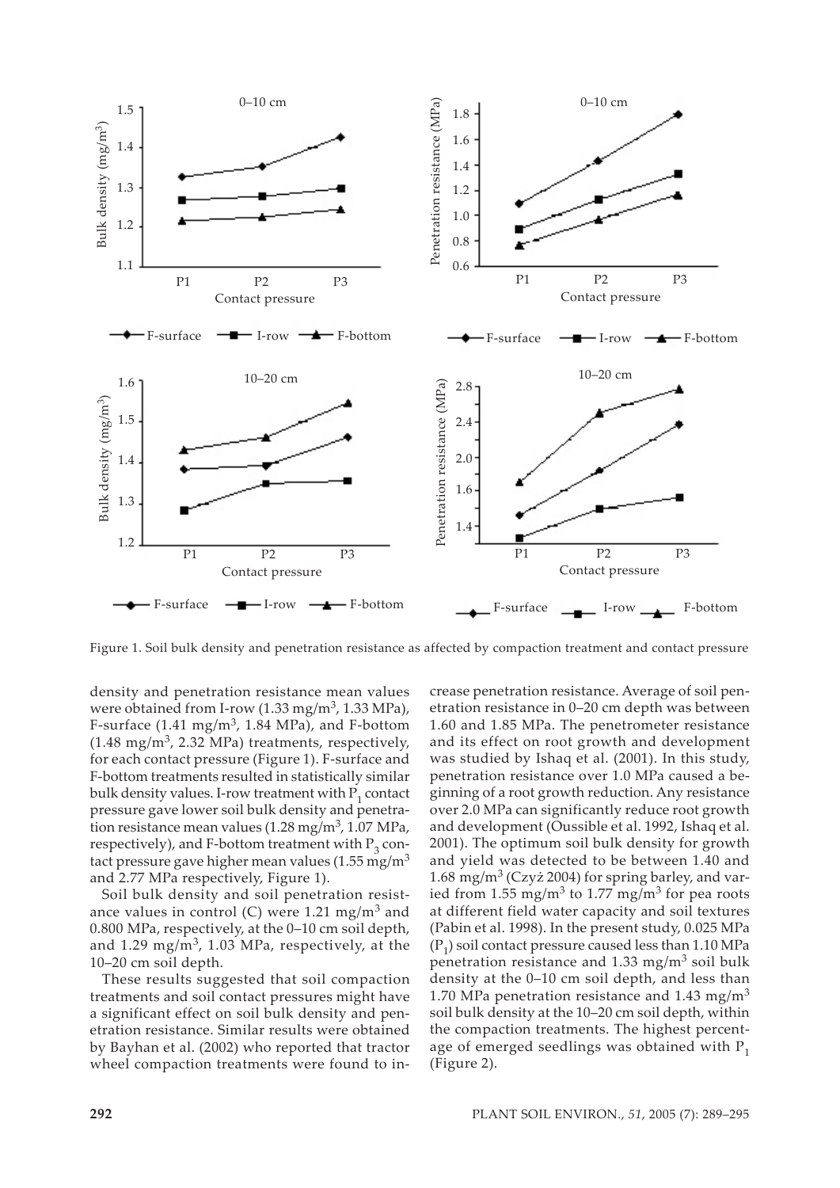Figure 1. Soil bulk density and penetration resistance as affected by compaction treatment and contact pressure

density and penetration resistance mean values were obtained from I-row (1.33 mg/m$^3$, 1.33 MPa), F-surface (1.41 mg/m$^3$, 1.84 MPa), and F-bottom (1.48 mg/m$^3$, 2.32 MPa) treatments, respectively, for each contact pressure (Figure 1). F-surface and F-bottom treatments resulted in statistically similar bulk density values. I-row treatment with $P_1$ contact pressure gave lower soil bulk density and penetration resistance mean values (1.28 mg/m$^3$, 1.07 MPa, respectively), and F-bottom treatment with $P_3$ contact pressure gave higher mean values (1.55 mg/m$^3$ and 2.77 MPa respectively, Figure 1).

Soil bulk density and soil penetration resistance values in control (C) were 1.21 mg/m$^3$ and 0.800 MPa, respectively, at the 0–10 cm soil depth, and 1.29 mg/m$^3$, 1.03 MPa, respectively, at the 10–20 cm soil depth.

These results suggested that soil compaction treatments and soil contact pressures might have a significant effect on soil bulk density and penetration resistance. Similar results were obtained by Bayhan et al. (2002) who reported that tractor wheel compaction treatments were found to increase penetration resistance. Average of soil penetration resistance in 0–20 cm depth was between 1.60 and 1.85 MPa. The penetrometer resistance and its effect on root growth and development was studied by Ishaq et al. (2001). In this study, penetration resistance over 1.0 MPa caused a beginning of a root growth reduction. Any resistance over 2.0 MPa can significantly reduce root growth and development (Oussible et al. 1992, Ishaq et al. 2001). The optimum soil bulk density for growth and yield was detected to be between 1.40 and 1.68 mg/m$^3$ (Czyż 2004) for spring barley, and varied from 1.55 mg/m$^3$ to 1.77 mg/m$^3$ for pea roots at different field water capacity and soil textures (Pabin et al. 1998). In the present study, 0.025 MPa ($P_1$) soil contact pressure caused less than 1.10 MPa penetration resistance and 1.33 mg/m$^3$ soil bulk density at the 0–10 cm soil depth, and less than 1.70 MPa penetration resistance and 1.43 mg/m$^3$ soil bulk density at the 10–20 cm soil depth, within the compaction treatments. The highest percentage of emerged seedlings was obtained with $P_1$ (Figure 2).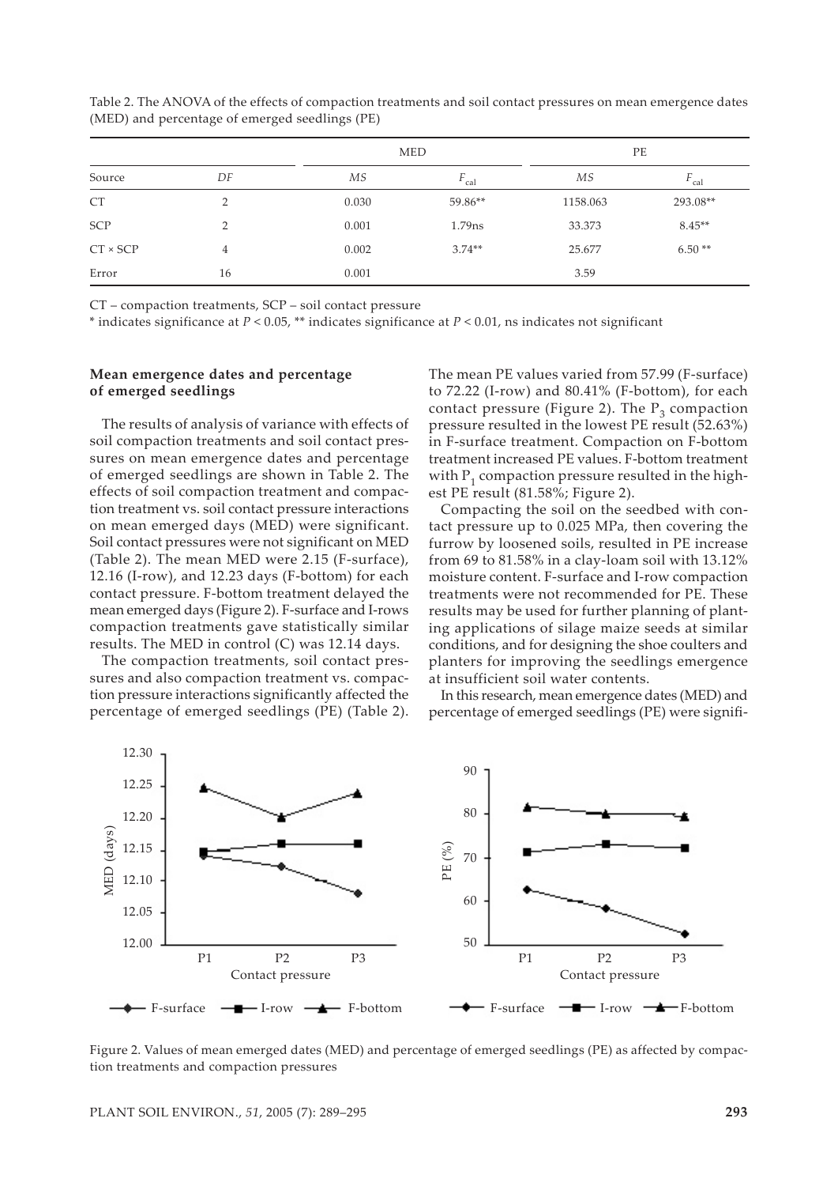Table 2. The ANOVA of the effects of compaction treatments and soil contact pressures on mean emergence dates (MED) and percentage of emerged seedlings (PE)

| Source | *DF* | MED | | PE | |
|---|---|---|---|---|---|
| | | *MS* | $F_{cal}$ | *MS* | $F_{cal}$ |
| CT | 2 | 0.030 | 59.86** | 1158.063 | 293.08** |
| SCP | 2 | 0.001 | 1.79ns | 33.373 | 8.45** |
| CT × SCP | 4 | 0.002 | 3.74** | 25.677 | 6.50 ** |
| Error | 16 | 0.001 | | 3.59 | |

CT – compaction treatments, SCP – soil contact pressure

* indicates significance at $P < 0.05$, ** indicates significance at $P < 0.01$, ns indicates not significant

### Mean emergence dates and percentage of emerged seedlings

The results of analysis of variance with effects of soil compaction treatments and soil contact pressures on mean emergence dates and percentage of emerged seedlings are shown in Table 2. The effects of soil compaction treatment and compaction treatment vs. soil contact pressure interactions on mean emerged days (MED) were significant. Soil contact pressures were not significant on MED (Table 2). The mean MED were 2.15 (F-surface), 12.16 (I-row), and 12.23 days (F-bottom) for each contact pressure. F-bottom treatment delayed the mean emerged days (Figure 2). F-surface and I-rows compaction treatments gave statistically similar results. The MED in control (C) was 12.14 days.

The compaction treatments, soil contact pressures and also compaction treatment vs. compaction pressure interactions significantly affected the percentage of emerged seedlings (PE) (Table 2). The mean PE values varied from 57.99 (F-surface) to 72.22 (I-row) and 80.41% (F-bottom), for each contact pressure (Figure 2). The $P_3$ compaction pressure resulted in the lowest PE result (52.63%) in F-surface treatment. Compaction on F-bottom treatment increased PE values. F-bottom treatment with $P_1$ compaction pressure resulted in the highest PE result (81.58%; Figure 2).

Compacting the soil on the seedbed with contact pressure up to 0.025 MPa, then covering the furrow by loosened soils, resulted in PE increase from 69 to 81.58% in a clay-loam soil with 13.12% moisture content. F-surface and I-row compaction treatments were not recommended for PE. These results may be used for further planning of planting applications of silage maize seeds at similar conditions, and for designing the shoe coulters and planters for improving the seedlings emergence at insufficient soil water contents.

In this research, mean emergence dates (MED) and percentage of emerged seedlings (PE) were signifi-

Figure 2. Values of mean emerged dates (MED) and percentage of emerged seedlings (PE) as affected by compaction treatments and compaction pressures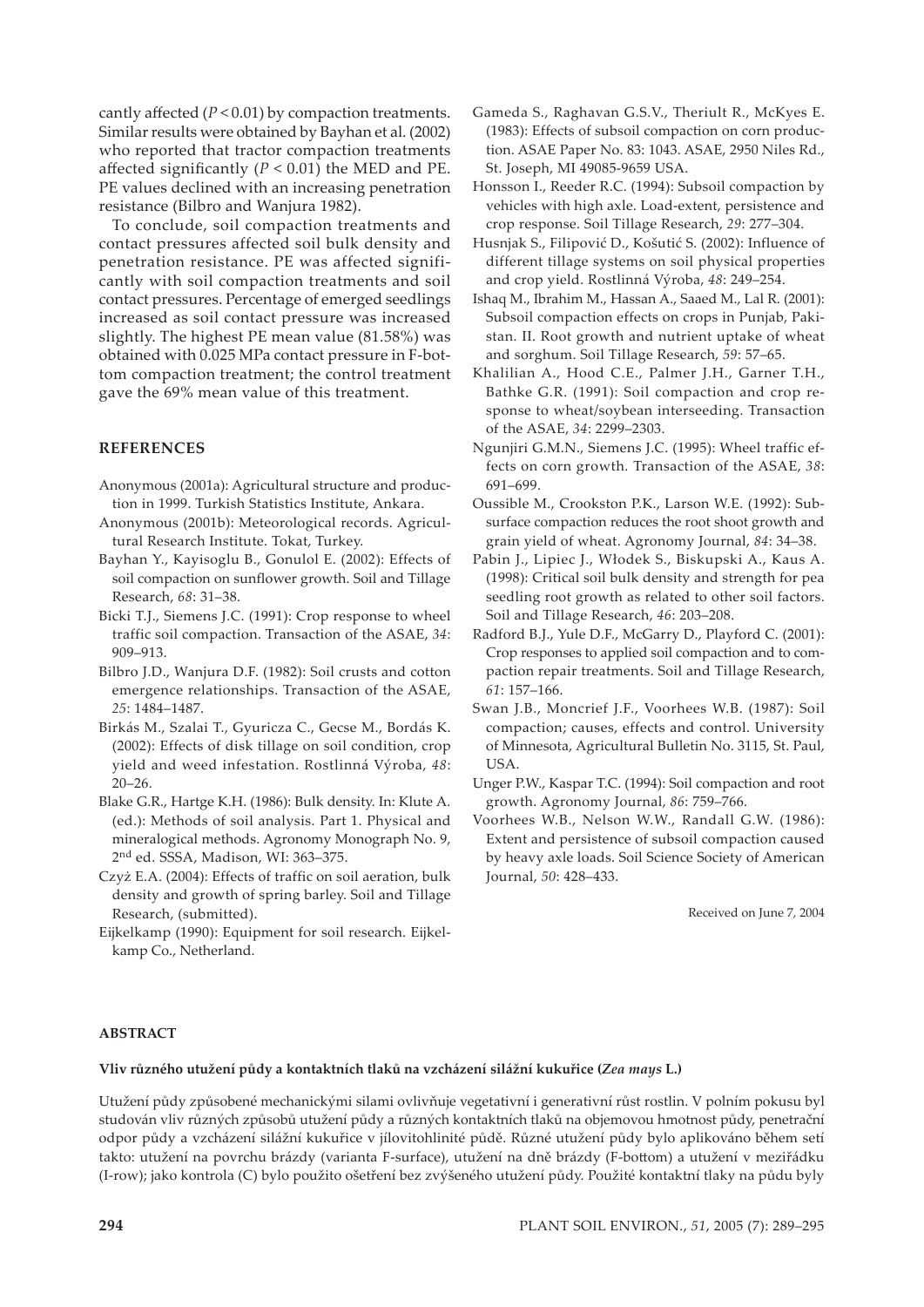cantly affected ($P < 0.01$) by compaction treatments. Similar results were obtained by Bayhan et al. (2002) who reported that tractor compaction treatments affected significantly ($P < 0.01$) the MED and PE. PE values declined with an increasing penetration resistance (Bilbro and Wanjura 1982).

To conclude, soil compaction treatments and contact pressures affected soil bulk density and penetration resistance. PE was affected significantly with soil compaction treatments and soil contact pressures. Percentage of emerged seedlings increased as soil contact pressure was increased slightly. The highest PE mean value (81.58%) was obtained with 0.025 MPa contact pressure in F-bottom compaction treatment; the control treatment gave the 69% mean value of this treatment.

## REFERENCES

Anonymous (2001a): Agricultural structure and production in 1999. Turkish Statistics Institute, Ankara.

Anonymous (2001b): Meteorological records. Agricultural Research Institute. Tokat, Turkey.

Bayhan Y., Kayisoglu B., Gonulol E. (2002): Effects of soil compaction on sunflower growth. Soil and Tillage Research, *68*: 31–38.

Bicki T.J., Siemens J.C. (1991): Crop response to wheel traffic soil compaction. Transaction of the ASAE, *34*: 909–913.

Bilbro J.D., Wanjura D.F. (1982): Soil crusts and cotton emergence relationships. Transaction of the ASAE, *25*: 1484–1487.

Birkás M., Szalai T., Gyuricza C., Gecse M., Bordás K. (2002): Effects of disk tillage on soil condition, crop yield and weed infestation. Rostlinná Výroba, *48*: 20–26.

Blake G.R., Hartge K.H. (1986): Bulk density. In: Klute A. (ed.): Methods of soil analysis. Part 1. Physical and mineralogical methods. Agronomy Monograph No. 9, 2nd ed. SSSA, Madison, WI: 363–375.

Czyż E.A. (2004): Effects of traffic on soil aeration, bulk density and growth of spring barley. Soil and Tillage Research, (submitted).

Eijkelkamp (1990): Equipment for soil research. Eijkelkamp Co., Netherland.

Gameda S., Raghavan G.S.V., Theriult R., McKyes E. (1983): Effects of subsoil compaction on corn production. ASAE Paper No. 83: 1043. ASAE, 2950 Niles Rd., St. Joseph, MI 49085-9659 USA.

Honsson I., Reeder R.C. (1994): Subsoil compaction by vehicles with high axle. Load-extent, persistence and crop response. Soil Tillage Research, *29*: 277–304.

Husnjak S., Filipović D., Košutić S. (2002): Influence of different tillage systems on soil physical properties and crop yield. Rostlinná Výroba, *48*: 249–254.

Ishaq M., Ibrahim M., Hassan A., Saaed M., Lal R. (2001): Subsoil compaction effects on crops in Punjab, Pakistan. II. Root growth and nutrient uptake of wheat and sorghum. Soil Tillage Research, *59*: 57–65.

Khalilian A., Hood C.E., Palmer J.H., Garner T.H., Bathke G.R. (1991): Soil compaction and crop response to wheat/soybean interseeding. Transaction of the ASAE, *34*: 2299–2303.

Ngunjiri G.M.N., Siemens J.C. (1995): Wheel traffic effects on corn growth. Transaction of the ASAE, *38*: 691–699.

Oussible M., Crookston P.K., Larson W.E. (1992): Subsurface compaction reduces the root shoot growth and grain yield of wheat. Agronomy Journal, *84*: 34–38.

Pabin J., Lipiec J., Włodek S., Biskupski A., Kaus A. (1998): Critical soil bulk density and strength for pea seedling root growth as related to other soil factors. Soil and Tillage Research, *46*: 203–208.

Radford B.J., Yule D.F., McGarry D., Playford C. (2001): Crop responses to applied soil compaction and to compaction repair treatments. Soil and Tillage Research, *61*: 157–166.

Swan J.B., Moncrief J.F., Voorhees W.B. (1987): Soil compaction; causes, effects and control. University of Minnesota, Agricultural Bulletin No. 3115, St. Paul, USA.

Unger P.W., Kaspar T.C. (1994): Soil compaction and root growth. Agronomy Journal, *86*: 759–766.

Voorhees W.B., Nelson W.W., Randall G.W. (1986): Extent and persistence of subsoil compaction caused by heavy axle loads. Soil Science Society of American Journal, *50*: 428–433.

Received on June 7, 2004

## ABSTRACT

### Vliv různého utužení půdy a kontaktních tlaků na vzcházení silážní kukuřice (*Zea mays* L.)

Utužení půdy způsobené mechanickými silami ovlivňuje vegetativní i generativní růst rostlin. V polním pokusu byl studován vliv různých způsobů utužení půdy a různých kontaktních tlaků na objemovou hmotnost půdy, penetrační odpor půdy a vzcházení silážní kukuřice v jílovitohlinité půdě. Různé utužení půdy bylo aplikováno během setí takto: utužení na povrchu brázdy (varianta F-surface), utužení na dně brázdy (F-bottom) a utužení v meziřádku (I-row); jako kontrola (C) bylo použito ošetření bez zvýšeného utužení půdy. Použité kontaktní tlaky na půdu byly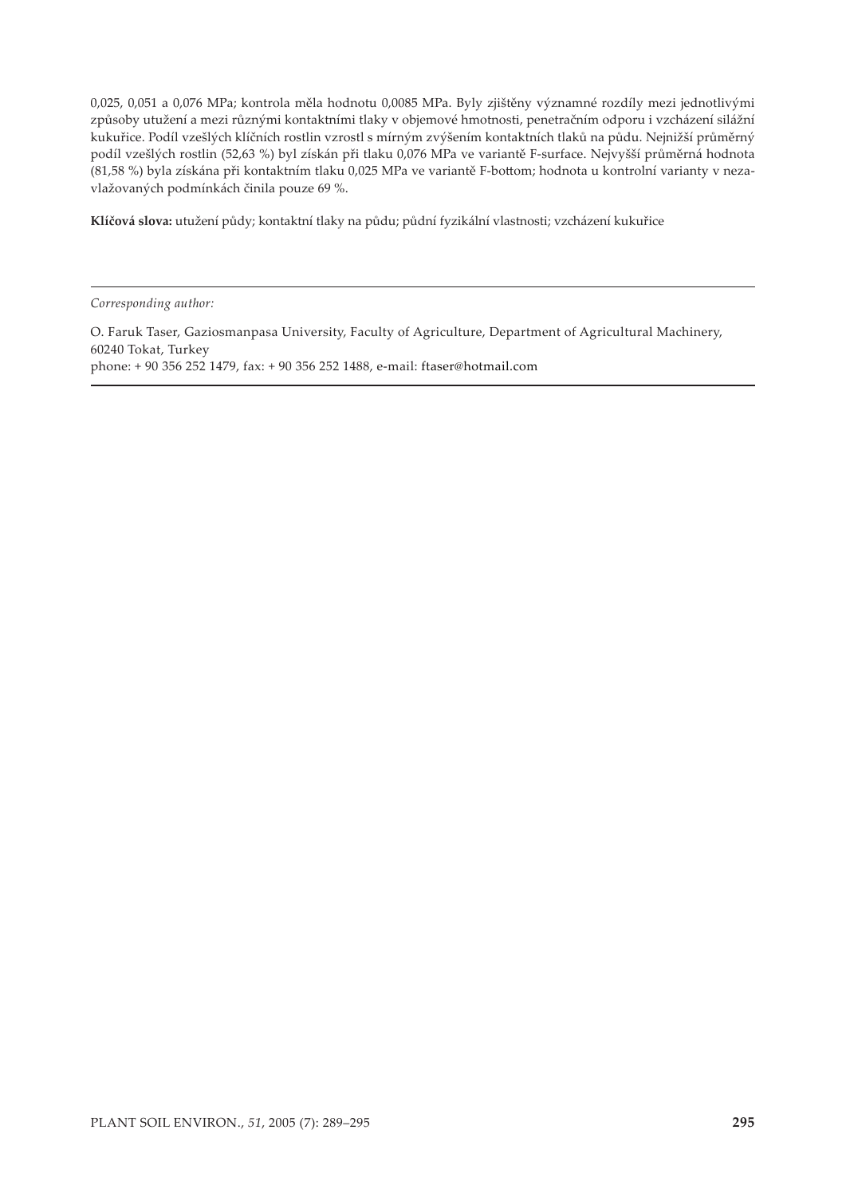0,025, 0,051 a 0,076 MPa; kontrola měla hodnotu 0,0085 MPa. Byly zjištěny významné rozdíly mezi jednotlivými způsoby utužení a mezi různými kontaktními tlaky v objemové hmotnosti, penetračním odporu i vzcházení silážní kukuřice. Podíl vzešlých klíčních rostlin vzrostl s mírným zvýšením kontaktních tlaků na půdu. Nejnižší průměrný podíl vzešlých rostlin (52,63 %) byl získán při tlaku 0,076 MPa ve variantě F-surface. Nejvyšší průměrná hodnota (81,58 %) byla získána při kontaktním tlaku 0,025 MPa ve variantě F-bottom; hodnota u kontrolní varianty v nezavlažovaných podmínkách činila pouze 69 %.

**Klíčová slova:** utužení půdy; kontaktní tlaky na půdu; půdní fyzikální vlastnosti; vzcházení kukuřice

---

*Corresponding author:*

O. Faruk Taser, Gaziosmanpasa University, Faculty of Agriculture, Department of Agricultural Machinery, 60240 Tokat, Turkey
phone: + 90 356 252 1479, fax: + 90 356 252 1488, e-mail: ftaser@hotmail.com